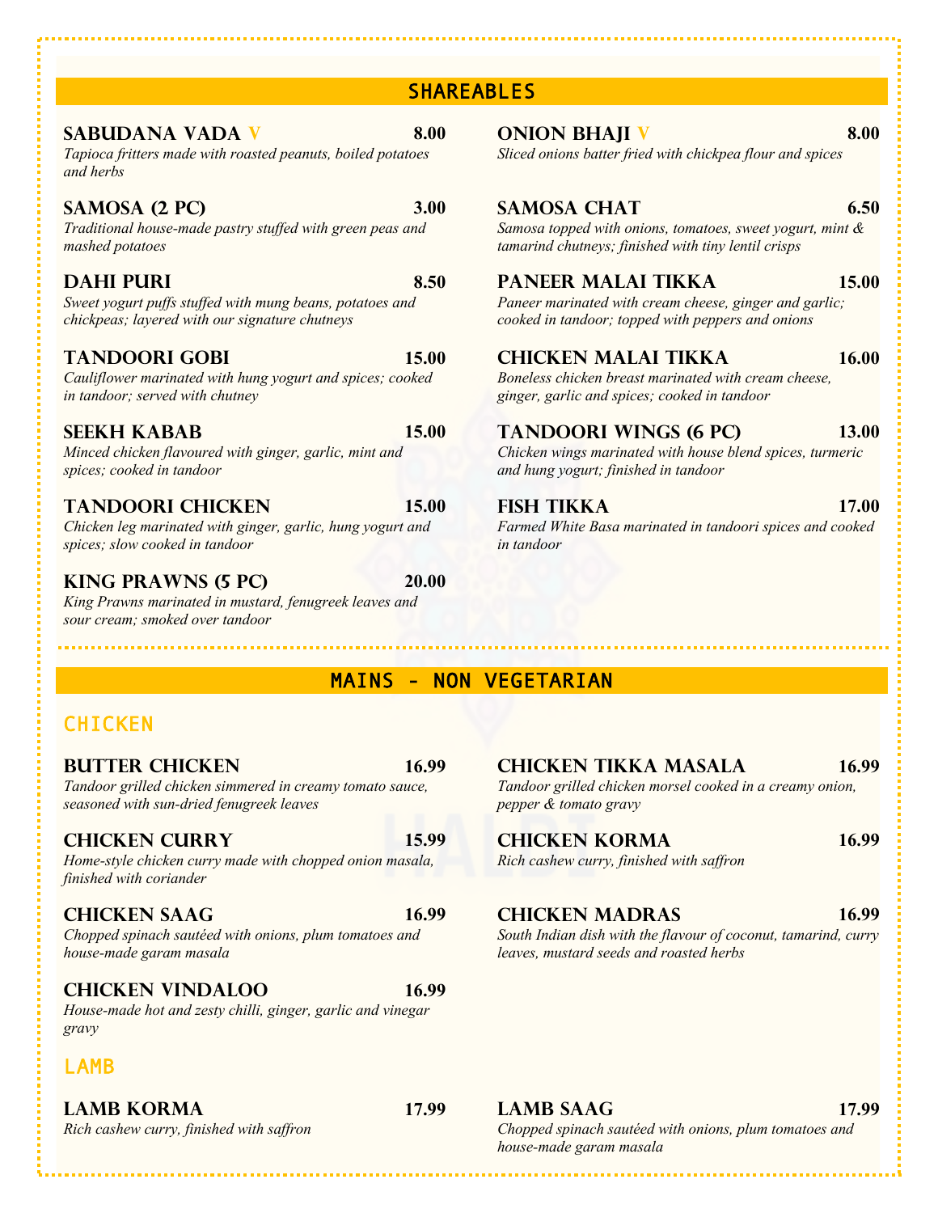## SHAREABLES

**SABUDANA VADA V** 8.00
*Tapioca fritters made with roasted peanuts, boiled potatoes and herbs*

**SAMOSA (2 PC)** 3.00
*Traditional house-made pastry stuffed with green peas and mashed potatoes*

**DAHI PURI** 8.50
*Sweet yogurt puffs stuffed with mung beans, potatoes and chickpeas; layered with our signature chutneys*

**TANDOORI GOBI** 15.00
*Cauliflower marinated with hung yogurt and spices; cooked in tandoor; served with chutney*

**SEEKH KABAB** 15.00
*Minced chicken flavoured with ginger, garlic, mint and spices; cooked in tandoor*

**TANDOORI CHICKEN** 15.00
*Chicken leg marinated with ginger, garlic, hung yogurt and spices; slow cooked in tandoor*

**KING PRAWNS (5 PC)** 20.00
*King Prawns marinated in mustard, fenugreek leaves and sour cream; smoked over tandoor*

**ONION BHAJI V** 8.00
*Sliced onions batter fried with chickpea flour and spices*

**SAMOSA CHAT** 6.50
*Samosa topped with onions, tomatoes, sweet yogurt, mint & tamarind chutneys; finished with tiny lentil crisps*

**PANEER MALAI TIKKA** 15.00
*Paneer marinated with cream cheese, ginger and garlic; cooked in tandoor; topped with peppers and onions*

**CHICKEN MALAI TIKKA** 16.00
*Boneless chicken breast marinated with cream cheese, ginger, garlic and spices; cooked in tandoor*

**TANDOORI WINGS (6 PC)** 13.00
*Chicken wings marinated with house blend spices, turmeric and hung yogurt; finished in tandoor*

**FISH TIKKA** 17.00
*Farmed White Basa marinated in tandoori spices and cooked in tandoor*

## MAINS - NON VEGETARIAN

### CHICKEN

**BUTTER CHICKEN** 16.99
*Tandoor grilled chicken simmered in creamy tomato sauce, seasoned with sun-dried fenugreek leaves*

**CHICKEN CURRY** 15.99
*Home-style chicken curry made with chopped onion masala, finished with coriander*

**CHICKEN SAAG** 16.99
*Chopped spinach sautéed with onions, plum tomatoes and house-made garam masala*

**CHICKEN VINDALOO** 16.99
*House-made hot and zesty chilli, ginger, garlic and vinegar gravy*

**CHICKEN TIKKA MASALA** 16.99
*Tandoor grilled chicken morsel cooked in a creamy onion, pepper & tomato gravy*

**CHICKEN KORMA** 16.99
*Rich cashew curry, finished with saffron*

**CHICKEN MADRAS** 16.99
*South Indian dish with the flavour of coconut, tamarind, curry leaves, mustard seeds and roasted herbs*

### LAMB

**LAMB KORMA** 17.99
*Rich cashew curry, finished with saffron*

**LAMB SAAG** 17.99
*Chopped spinach sautéed with onions, plum tomatoes and house-made garam masala*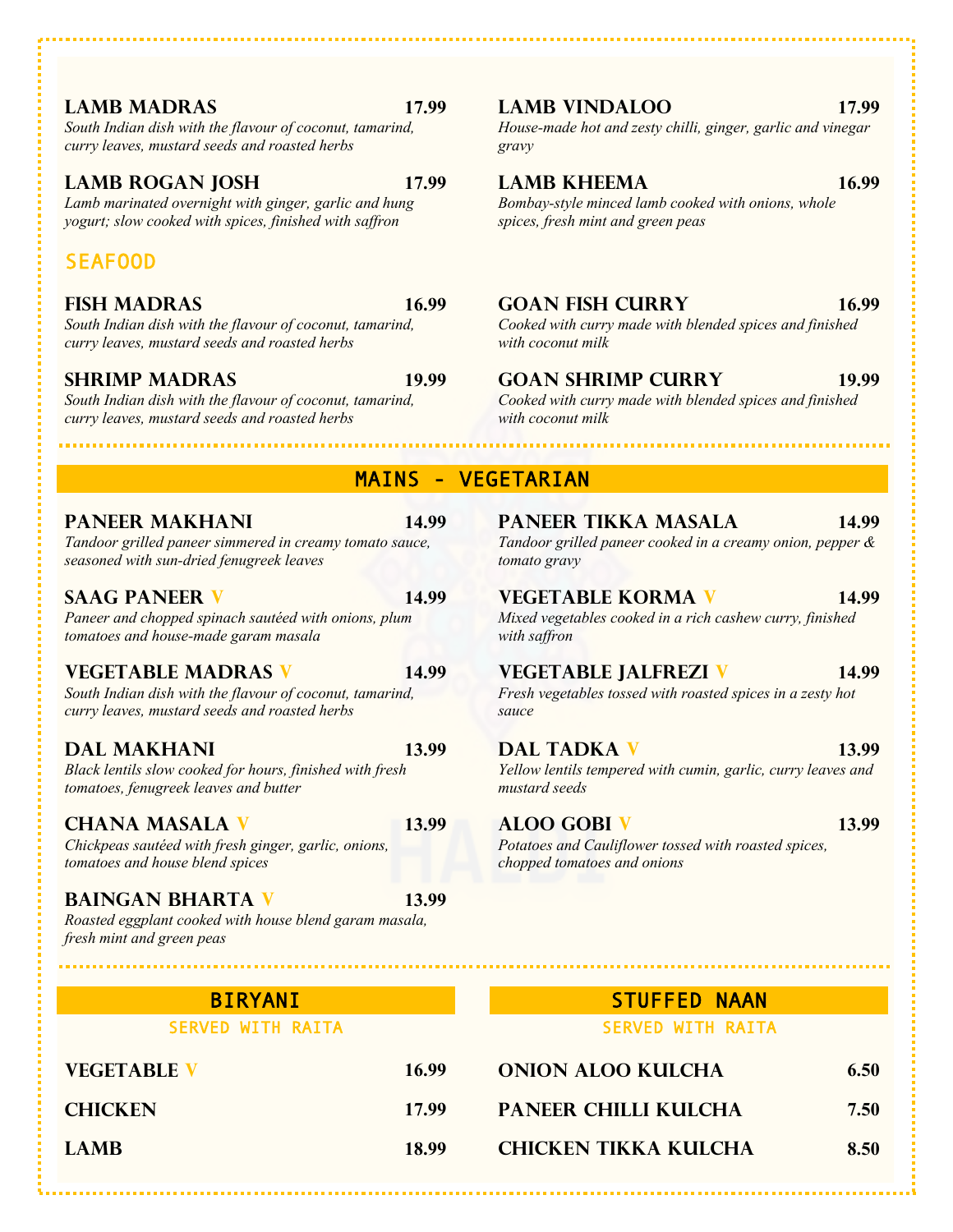**LAMB MADRAS** 17.99
*South Indian dish with the flavour of coconut, tamarind, curry leaves, mustard seeds and roasted herbs*

**LAMB VINDALOO** 17.99
*House-made hot and zesty chilli, ginger, garlic and vinegar gravy*

**LAMB ROGAN JOSH** 17.99
*Lamb marinated overnight with ginger, garlic and hung yogurt; slow cooked with spices, finished with saffron*

**LAMB KHEEMA** 16.99
*Bombay-style minced lamb cooked with onions, whole spices, fresh mint and green peas*

## SEAFOOD

**FISH MADRAS** 16.99
*South Indian dish with the flavour of coconut, tamarind, curry leaves, mustard seeds and roasted herbs*

**GOAN FISH CURRY** 16.99
*Cooked with curry made with blended spices and finished with coconut milk*

**SHRIMP MADRAS** 19.99
*South Indian dish with the flavour of coconut, tamarind, curry leaves, mustard seeds and roasted herbs*

**GOAN SHRIMP CURRY** 19.99
*Cooked with curry made with blended spices and finished with coconut milk*

## MAINS - VEGETARIAN

**PANEER MAKHANI** 14.99
*Tandoor grilled paneer simmered in creamy tomato sauce, seasoned with sun-dried fenugreek leaves*

**PANEER TIKKA MASALA** 14.99
*Tandoor grilled paneer cooked in a creamy onion, pepper & tomato gravy*

**SAAG PANEER V** 14.99
*Paneer and chopped spinach sautéed with onions, plum tomatoes and house-made garam masala*

**VEGETABLE KORMA V** 14.99
*Mixed vegetables cooked in a rich cashew curry, finished with saffron*

**VEGETABLE MADRAS V** 14.99
*South Indian dish with the flavour of coconut, tamarind, curry leaves, mustard seeds and roasted herbs*

**VEGETABLE JALFREZI V** 14.99
*Fresh vegetables tossed with roasted spices in a zesty hot sauce*

**DAL MAKHANI** 13.99
*Black lentils slow cooked for hours, finished with fresh tomatoes, fenugreek leaves and butter*

**DAL TADKA V** 13.99
*Yellow lentils tempered with cumin, garlic, curry leaves and mustard seeds*

**CHANA MASALA V** 13.99
*Chickpeas sautéed with fresh ginger, garlic, onions, tomatoes and house blend spices*

**ALOO GOBI V** 13.99
*Potatoes and Cauliflower tossed with roasted spices, chopped tomatoes and onions*

**BAINGAN BHARTA V** 13.99
*Roasted eggplant cooked with house blend garam masala, fresh mint and green peas*

## BIRYANI

SERVED WITH RAITA

**VEGETABLE V** 16.99

**CHICKEN** 17.99

**LAMB** 18.99

## STUFFED NAAN

SERVED WITH RAITA

**ONION ALOO KULCHA** 6.50

**PANEER CHILLI KULCHA** 7.50

**CHICKEN TIKKA KULCHA** 8.50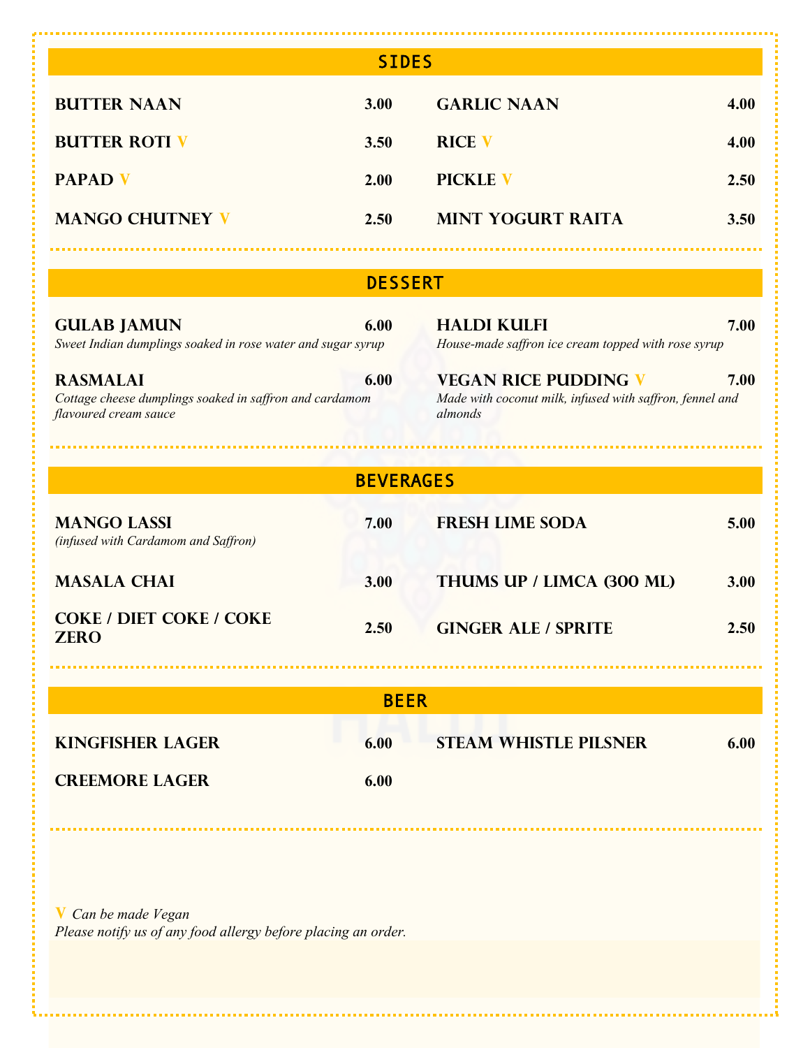## SIDES

**BUTTER NAAN** 3.00

**GARLIC NAAN** 4.00

**BUTTER ROTI V** 3.50

**RICE V** 4.00

**PAPAD V** 2.00

**PICKLE V** 2.50

**MANGO CHUTNEY V** 2.50

**MINT YOGURT RAITA** 3.50

## DESSERT

**GULAB JAMUN** 6.00
*Sweet Indian dumplings soaked in rose water and sugar syrup*

**HALDI KULFI** 7.00
*House-made saffron ice cream topped with rose syrup*

**RASMALAI** 6.00
*Cottage cheese dumplings soaked in saffron and cardamom flavoured cream sauce*

**VEGAN RICE PUDDING V** 7.00
*Made with coconut milk, infused with saffron, fennel and almonds*

## BEVERAGES

**MANGO LASSI** 7.00
*(infused with Cardamom and Saffron)*

**FRESH LIME SODA** 5.00

**MASALA CHAI** 3.00

**THUMS UP / LIMCA (300 ML)** 3.00

**COKE / DIET COKE / COKE ZERO** 2.50

**GINGER ALE / SPRITE** 2.50

## BEER

**KINGFISHER LAGER** 6.00

**STEAM WHISTLE PILSNER** 6.00

**CREEMORE LAGER** 6.00

**V** *Can be made Vegan*
*Please notify us of any food allergy before placing an order.*